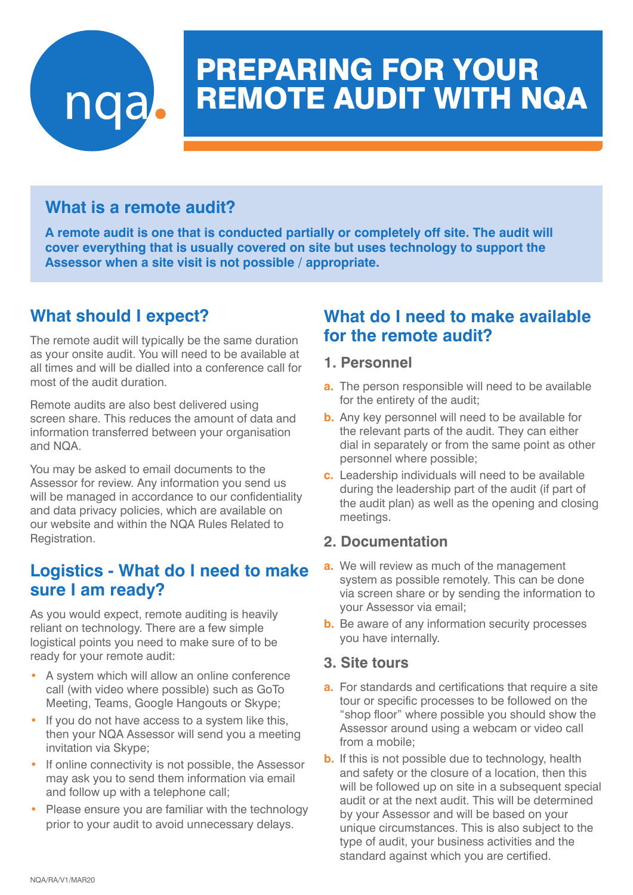# PREPARING FOR YOUR REMOTE AUDIT WITH NQA

## What is a remote audit?

**A remote audit is one that is conducted partially or completely off site. The audit will cover everything that is usually covered on site but uses technology to support the Assessor when a site visit is not possible / appropriate.**

## What should I expect?

The remote audit will typically be the same duration as your onsite audit. You will need to be available at all times and will be dialled into a conference call for most of the audit duration.

Remote audits are also best delivered using screen share. This reduces the amount of data and information transferred between your organisation and NQA.

You may be asked to email documents to the Assessor for review. Any information you send us will be managed in accordance to our confidentiality and data privacy policies, which are available on our website and within the NQA Rules Related to Registration.

## Logistics - What do I need to make sure I am ready?

As you would expect, remote auditing is heavily reliant on technology. There are a few simple logistical points you need to make sure of to be ready for your remote audit:

- A system which will allow an online conference call (with video where possible) such as GoTo Meeting, Teams, Google Hangouts or Skype;
- If you do not have access to a system like this, then your NQA Assessor will send you a meeting invitation via Skype;
- If online connectivity is not possible, the Assessor may ask you to send them information via email and follow up with a telephone call;
- Please ensure you are familiar with the technology prior to your audit to avoid unnecessary delays.

## What do I need to make available for the remote audit?

### 1. Personnel

a. The person responsible will need to be available for the entirety of the audit;

b. Any key personnel will need to be available for the relevant parts of the audit. They can either dial in separately or from the same point as other personnel where possible;

c. Leadership individuals will need to be available during the leadership part of the audit (if part of the audit plan) as well as the opening and closing meetings.

### 2. Documentation

a. We will review as much of the management system as possible remotely. This can be done via screen share or by sending the information to your Assessor via email;

b. Be aware of any information security processes you have internally.

### 3. Site tours

a. For standards and certifications that require a site tour or specific processes to be followed on the "shop floor" where possible you should show the Assessor around using a webcam or video call from a mobile;

b. If this is not possible due to technology, health and safety or the closure of a location, then this will be followed up on site in a subsequent special audit or at the next audit. This will be determined by your Assessor and will be based on your unique circumstances. This is also subject to the type of audit, your business activities and the standard against which you are certified.

NQA/RA/V1/MAR20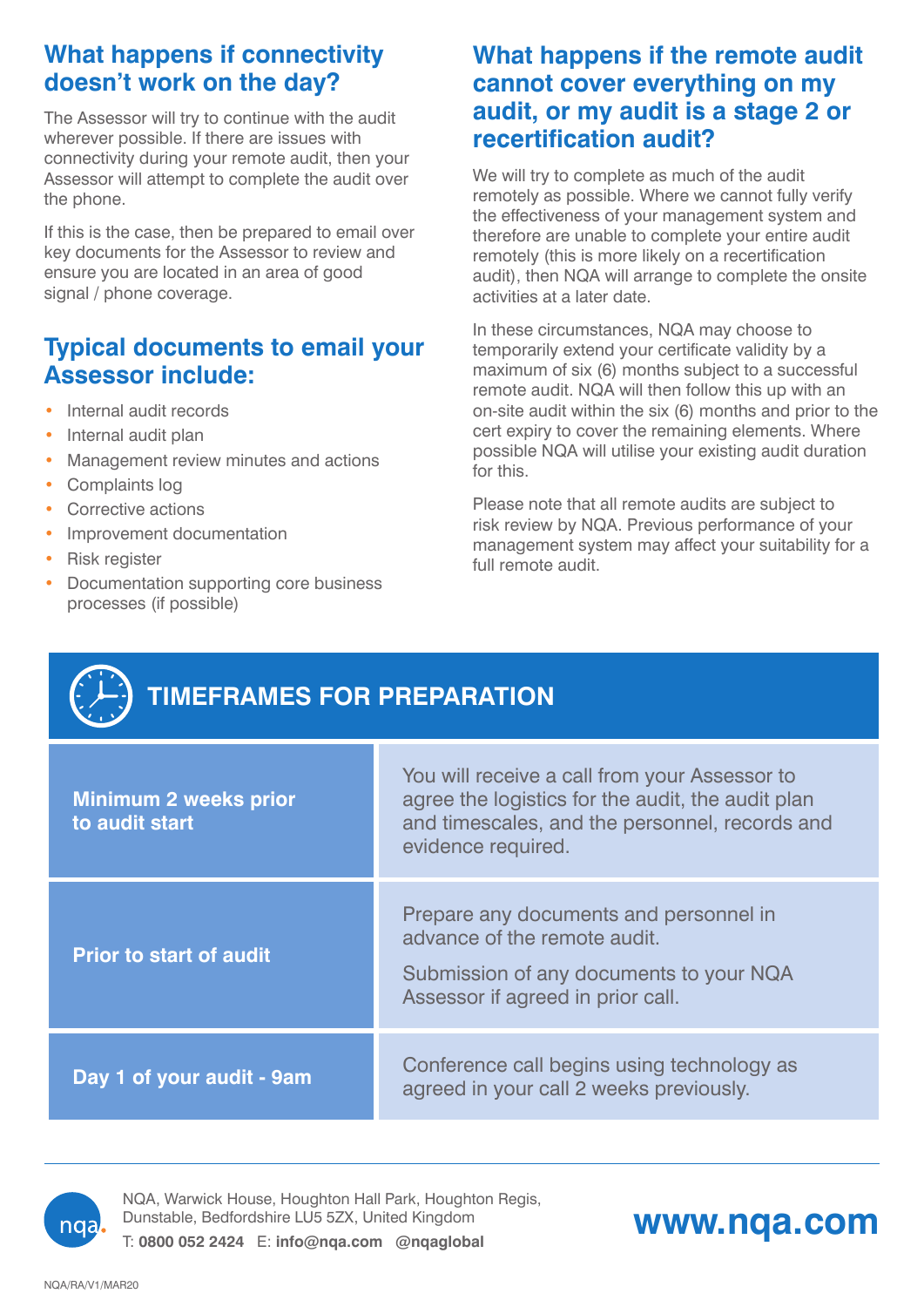## What happens if connectivity doesn't work on the day?

The Assessor will try to continue with the audit wherever possible. If there are issues with connectivity during your remote audit, then your Assessor will attempt to complete the audit over the phone.

If this is the case, then be prepared to email over key documents for the Assessor to review and ensure you are located in an area of good signal / phone coverage.

## Typical documents to email your Assessor include:

- Internal audit records
- Internal audit plan
- Management review minutes and actions
- Complaints log
- Corrective actions
- Improvement documentation
- Risk register
- Documentation supporting core business processes (if possible)

## What happens if the remote audit cannot cover everything on my audit, or my audit is a stage 2 or recertification audit?

We will try to complete as much of the audit remotely as possible. Where we cannot fully verify the effectiveness of your management system and therefore are unable to complete your entire audit remotely (this is more likely on a recertification audit), then NQA will arrange to complete the onsite activities at a later date.

In these circumstances, NQA may choose to temporarily extend your certificate validity by a maximum of six (6) months subject to a successful remote audit. NQA will then follow this up with an on-site audit within the six (6) months and prior to the cert expiry to cover the remaining elements. Where possible NQA will utilise your existing audit duration for this.

Please note that all remote audits are subject to risk review by NQA. Previous performance of your management system may affect your suitability for a full remote audit.

## TIMEFRAMES FOR PREPARATION

| | |
|---|---|
| **Minimum 2 weeks prior to audit start** | You will receive a call from your Assessor to agree the logistics for the audit, the audit plan and timescales, and the personnel, records and evidence required. |
| **Prior to start of audit** | Prepare any documents and personnel in advance of the remote audit.<br><br>Submission of any documents to your NQA Assessor if agreed in prior call. |
| **Day 1 of your audit - 9am** | Conference call begins using technology as agreed in your call 2 weeks previously. |

NQA, Warwick House, Houghton Hall Park, Houghton Regis, Dunstable, Bedfordshire LU5 5ZX, United Kingdom

T: **0800 052 2424** E: **info@nqa.com** **@nqaglobal**

**www.nqa.com**

NQA/RA/V1/MAR20